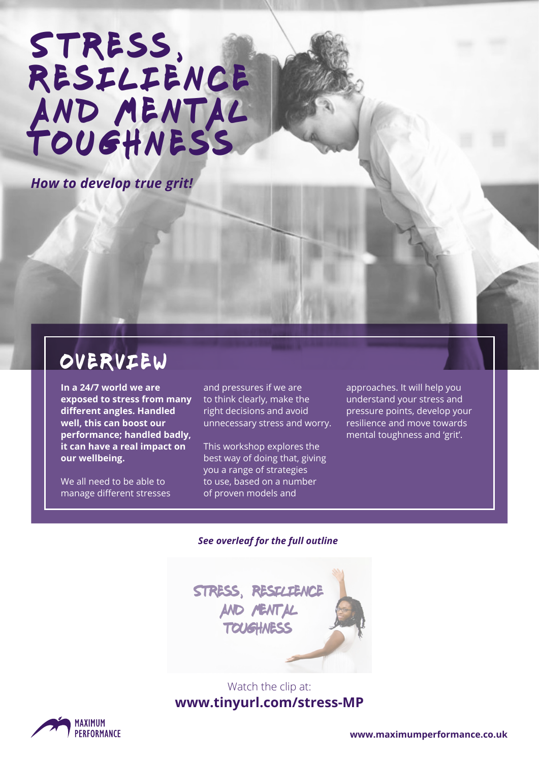# STRESS, RESILIENCE AND MENTAL TOUGHNESS

***How to develop true grit!***

## OVERVIEW

**In a 24/7 world we are exposed to stress from many different angles. Handled well, this can boost our performance; handled badly, it can have a real impact on our wellbeing.**

We all need to be able to manage different stresses and pressures if we are to think clearly, make the right decisions and avoid unnecessary stress and worry.

This workshop explores the best way of doing that, giving you a range of strategies to use, based on a number of proven models and approaches. It will help you understand your stress and pressure points, develop your resilience and move towards mental toughness and 'grit'.

***See overleaf for the full outline***

STRESS, RESILIENCE AND MENTAL TOUGHNESS

Watch the clip at:
**www.tinyurl.com/stress-MP**

MAXIMUM PERFORMANCE

**www.maximumperformance.co.uk**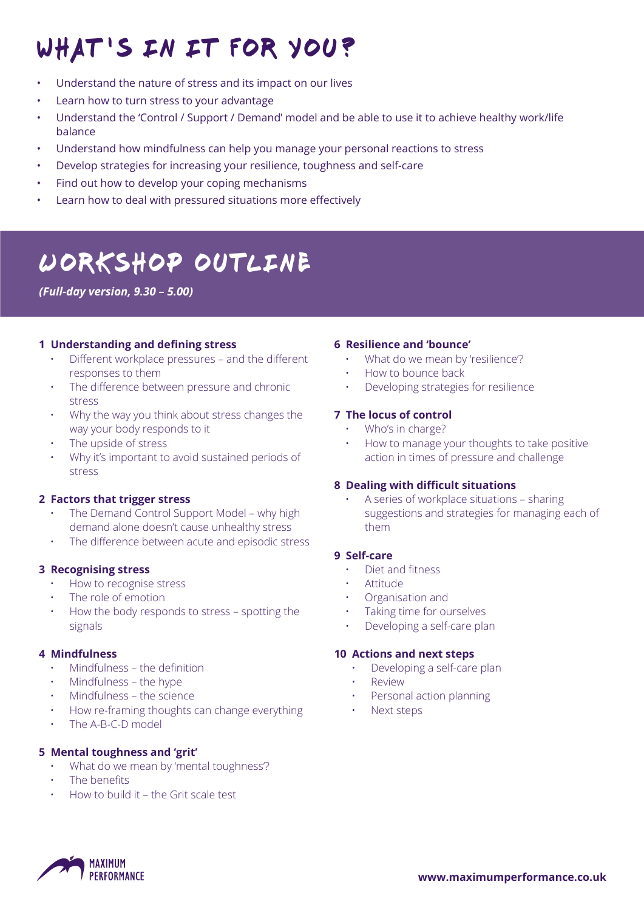# WHAT'S IN IT FOR YOU?

- Understand the nature of stress and its impact on our lives
- Learn how to turn stress to your advantage
- Understand the 'Control / Support / Demand' model and be able to use it to achieve healthy work/life balance
- Understand how mindfulness can help you manage your personal reactions to stress
- Develop strategies for increasing your resilience, toughness and self-care
- Find out how to develop your coping mechanisms
- Learn how to deal with pressured situations more effectively

# WORKSHOP OUTLINE

***(Full-day version, 9.30 – 5.00)***

**1 Understanding and defining stress**

- Different workplace pressures – and the different responses to them
- The difference between pressure and chronic stress
- Why the way you think about stress changes the way your body responds to it
- The upside of stress
- Why it's important to avoid sustained periods of stress

**2 Factors that trigger stress**

- The Demand Control Support Model – why high demand alone doesn't cause unhealthy stress
- The difference between acute and episodic stress

**3 Recognising stress**

- How to recognise stress
- The role of emotion
- How the body responds to stress – spotting the signals

**4 Mindfulness**

- Mindfulness – the definition
- Mindfulness – the hype
- Mindfulness – the science
- How re-framing thoughts can change everything
- The A-B-C-D model

**5 Mental toughness and 'grit'**

- What do we mean by 'mental toughness'?
- The benefits
- How to build it – the Grit scale test

**6 Resilience and 'bounce'**

- What do we mean by 'resilience'?
- How to bounce back
- Developing strategies for resilience

**7 The locus of control**

- Who's in charge?
- How to manage your thoughts to take positive action in times of pressure and challenge

**8 Dealing with difficult situations**

- A series of workplace situations – sharing suggestions and strategies for managing each of them

**9 Self-care**

- Diet and fitness
- Attitude
- Organisation and
- Taking time for ourselves
- Developing a self-care plan

**10 Actions and next steps**

- Developing a self-care plan
- Review
- Personal action planning
- Next steps

MAXIMUM PERFORMANCE

**www.maximumperformance.co.uk**